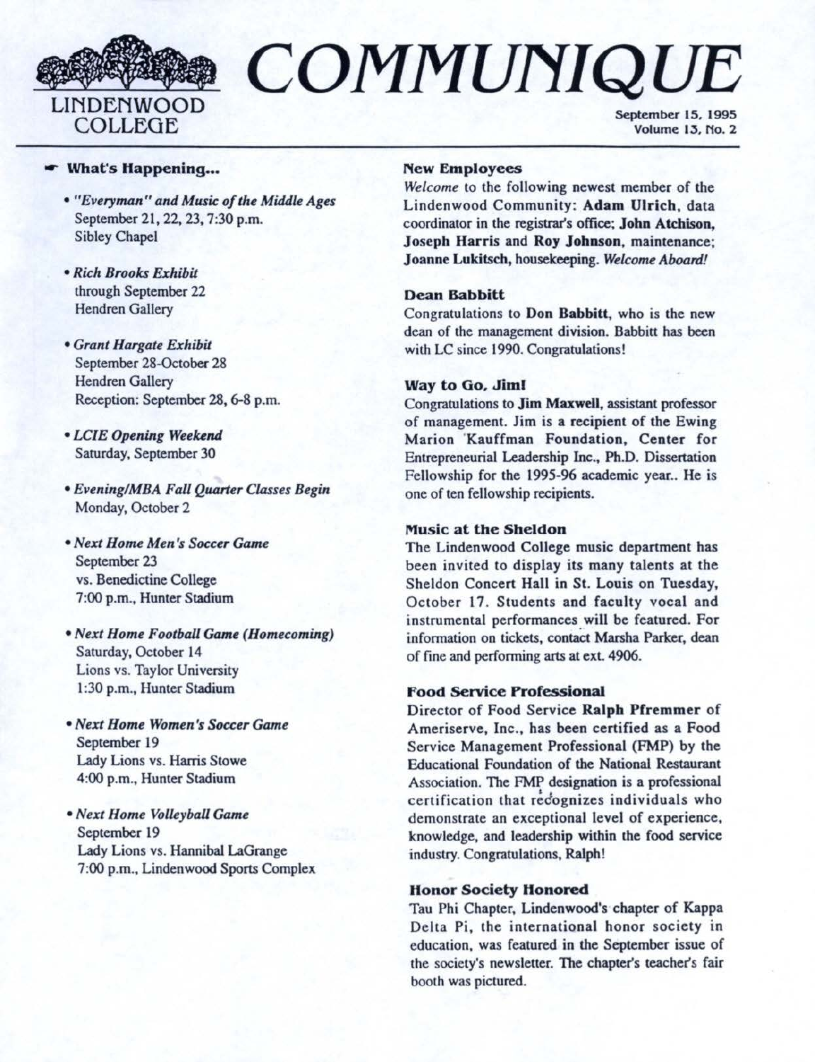# COMMUNIQUE

LINDENWOOD COLLEGE

September 15, 1995
Volume 13, No. 2

## What's Happening...

- *"Everyman" and Music of the Middle Ages*
  September 21, 22, 23, 7:30 p.m.
  Sibley Chapel

- *Rich Brooks Exhibit*
  through September 22
  Hendren Gallery

- *Grant Hargate Exhibit*
  September 28-October 28
  Hendren Gallery
  Reception: September 28, 6-8 p.m.

- *LCIE Opening Weekend*
  Saturday, September 30

- *Evening/MBA Fall Quarter Classes Begin*
  Monday, October 2

- *Next Home Men's Soccer Game*
  September 23
  vs. Benedictine College
  7:00 p.m., Hunter Stadium

- *Next Home Football Game (Homecoming)*
  Saturday, October 14
  Lions vs. Taylor University
  1:30 p.m., Hunter Stadium

- *Next Home Women's Soccer Game*
  September 19
  Lady Lions vs. Harris Stowe
  4:00 p.m., Hunter Stadium

- *Next Home Volleyball Game*
  September 19
  Lady Lions vs. Hannibal LaGrange
  7:00 p.m., Lindenwood Sports Complex

### New Employees

*Welcome* to the following newest member of the Lindenwood Community: **Adam Ulrich**, data coordinator in the registrar's office; **John Atchison, Joseph Harris** and **Roy Johnson**, maintenance; **Joanne Lukitsch**, housekeeping. *Welcome Aboard!*

### Dean Babbitt

Congratulations to **Don Babbitt**, who is the new dean of the management division. Babbitt has been with LC since 1990. Congratulations!

### Way to Go, Jim!

Congratulations to **Jim Maxwell**, assistant professor of management. Jim is a recipient of the Ewing Marion Kauffman Foundation, Center for Entrepreneurial Leadership Inc., Ph.D. Dissertation Fellowship for the 1995-96 academic year.. He is one of ten fellowship recipients.

### Music at the Sheldon

The Lindenwood College music department has been invited to display its many talents at the Sheldon Concert Hall in St. Louis on Tuesday, October 17. Students and faculty vocal and instrumental performances will be featured. For information on tickets, contact Marsha Parker, dean of fine and performing arts at ext. 4906.

### Food Service Professional

Director of Food Service **Ralph Pfremmer** of Ameriserve, Inc., has been certified as a Food Service Management Professional (FMP) by the Educational Foundation of the National Restaurant Association. The FMP designation is a professional certification that recognizes individuals who demonstrate an exceptional level of experience, knowledge, and leadership within the food service industry. Congratulations, Ralph!

### Honor Society Honored

Tau Phi Chapter, Lindenwood's chapter of Kappa Delta Pi, the international honor society in education, was featured in the September issue of the society's newsletter. The chapter's teacher's fair booth was pictured.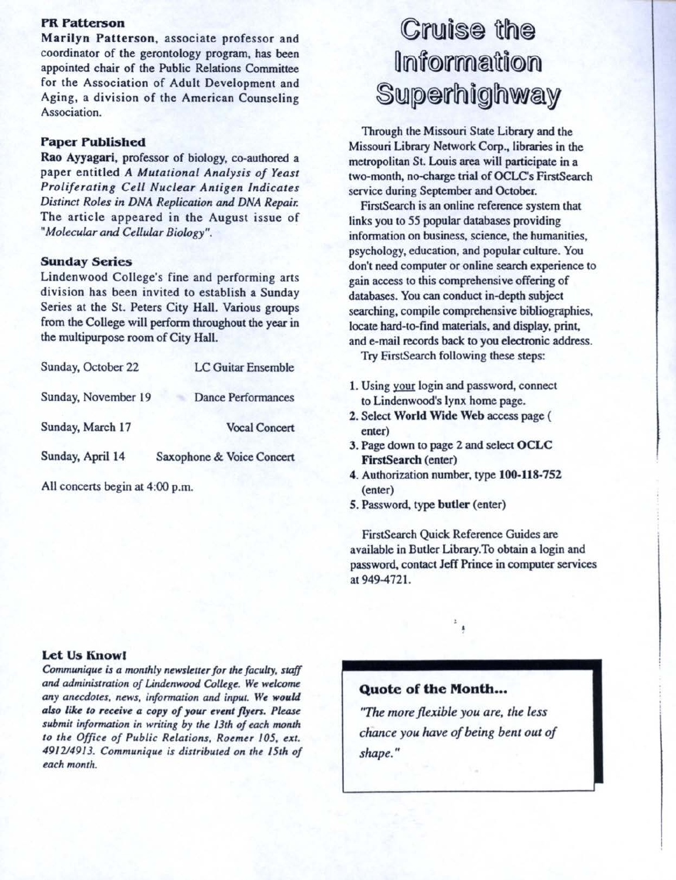### PR Patterson

**Marilyn Patterson**, associate professor and coordinator of the gerontology program, has been appointed chair of the Public Relations Committee for the Association of Adult Development and Aging, a division of the American Counseling Association.

### Paper Published

**Rao Ayyagari**, professor of biology, co-authored a paper entitled *A Mutational Analysis of Yeast Proliferating Cell Nuclear Antigen Indicates Distinct Roles in DNA Replication and DNA Repair.* The article appeared in the August issue of *"Molecular and Cellular Biology".*

### Sunday Series

Lindenwood College's fine and performing arts division has been invited to establish a Sunday Series at the St. Peters City Hall. Various groups from the College will perform throughout the year in the multipurpose room of City Hall.

| | |
|---|---|
| Sunday, October 22 | LC Guitar Ensemble |
| Sunday, November 19 | Dance Performances |
| Sunday, March 17 | Vocal Concert |
| Sunday, April 14 | Saxophone & Voice Concert |

All concerts begin at 4:00 p.m.

# Cruise the Information Superhighway

Through the Missouri State Library and the Missouri Library Network Corp., libraries in the metropolitan St. Louis area will participate in a two-month, no-charge trial of OCLC's FirstSearch service during September and October.

FirstSearch is an online reference system that links you to 55 popular databases providing information on business, science, the humanities, psychology, education, and popular culture. You don't need computer or online search experience to gain access to this comprehensive offering of databases. You can conduct in-depth subject searching, compile comprehensive bibliographies, locate hard-to-find materials, and display, print, and e-mail records back to you electronic address.

Try FirstSearch following these steps:

1. Using your login and password, connect to Lindenwood's lynx home page.
2. Select **World Wide Web** access page ( enter)
3. Page down to page 2 and select **OCLC FirstSearch** (enter)
4. Authorization number, type **100-118-752** (enter)
5. Password, type **butler** (enter)

FirstSearch Quick Reference Guides are available in Butler Library.To obtain a login and password, contact **Jeff Prince** in computer services at 949-4721.

### Let Us Know!

*Communique is a monthly newsletter for the faculty, staff and administration of Lindenwood College. We welcome any anecdotes, news, information and input. We would also like to receive a copy of your event flyers. Please submit information in writing by the 13th of each month to the Office of Public Relations, Roemer 105, ext. 4912/4913. Communique is distributed on the 15th of each month.*

### Quote of the Month...

*"The more flexible you are, the less chance you have of being bent out of shape."*